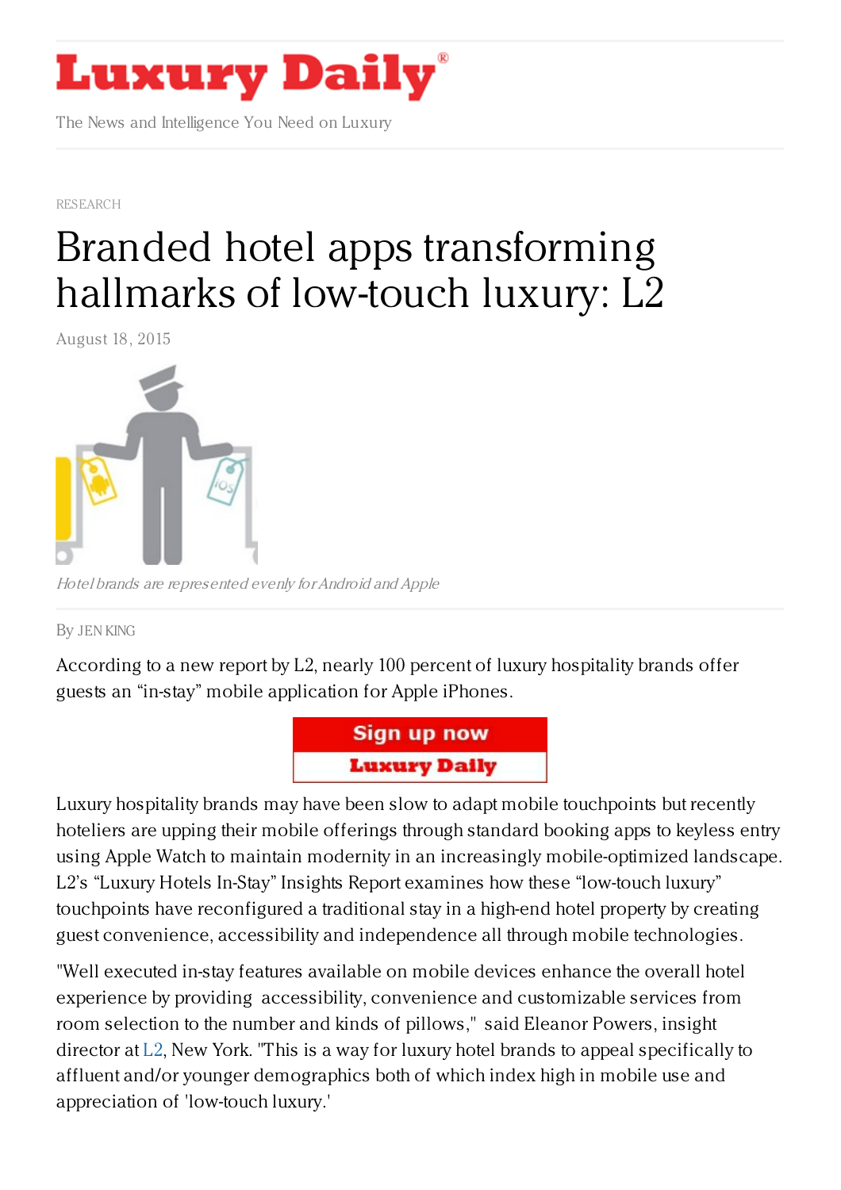RESEARCH

# Branded hotel apps transforming hallmarks of low-touch luxury: L2

August 18, 2015

*Hotel brands are represented evenly for Android and Apple*

By JEN KING

According to a new report by L2, nearly 100 percent of luxury hospitality brands offer guests an "in-stay" mobile application for Apple iPhones.

Luxury hospitality brands may have been slow to adapt mobile touchpoints but recently hoteliers are upping their mobile offerings through standard booking apps to keyless entry using Apple Watch to maintain modernity in an increasingly mobile-optimized landscape. L2's "Luxury Hotels In-Stay" Insights Report examines how these "low-touch luxury" touchpoints have reconfigured a traditional stay in a high-end hotel property by creating guest convenience, accessibility and independence all through mobile technologies.

"Well executed in-stay features available on mobile devices enhance the overall hotel experience by providing accessibility, convenience and customizable services from room selection to the number and kinds of pillows," said Eleanor Powers, insight director at L2, New York. "This is a way for luxury hotel brands to appeal specifically to affluent and/or younger demographics both of which index high in mobile use and appreciation of 'low-touch luxury.'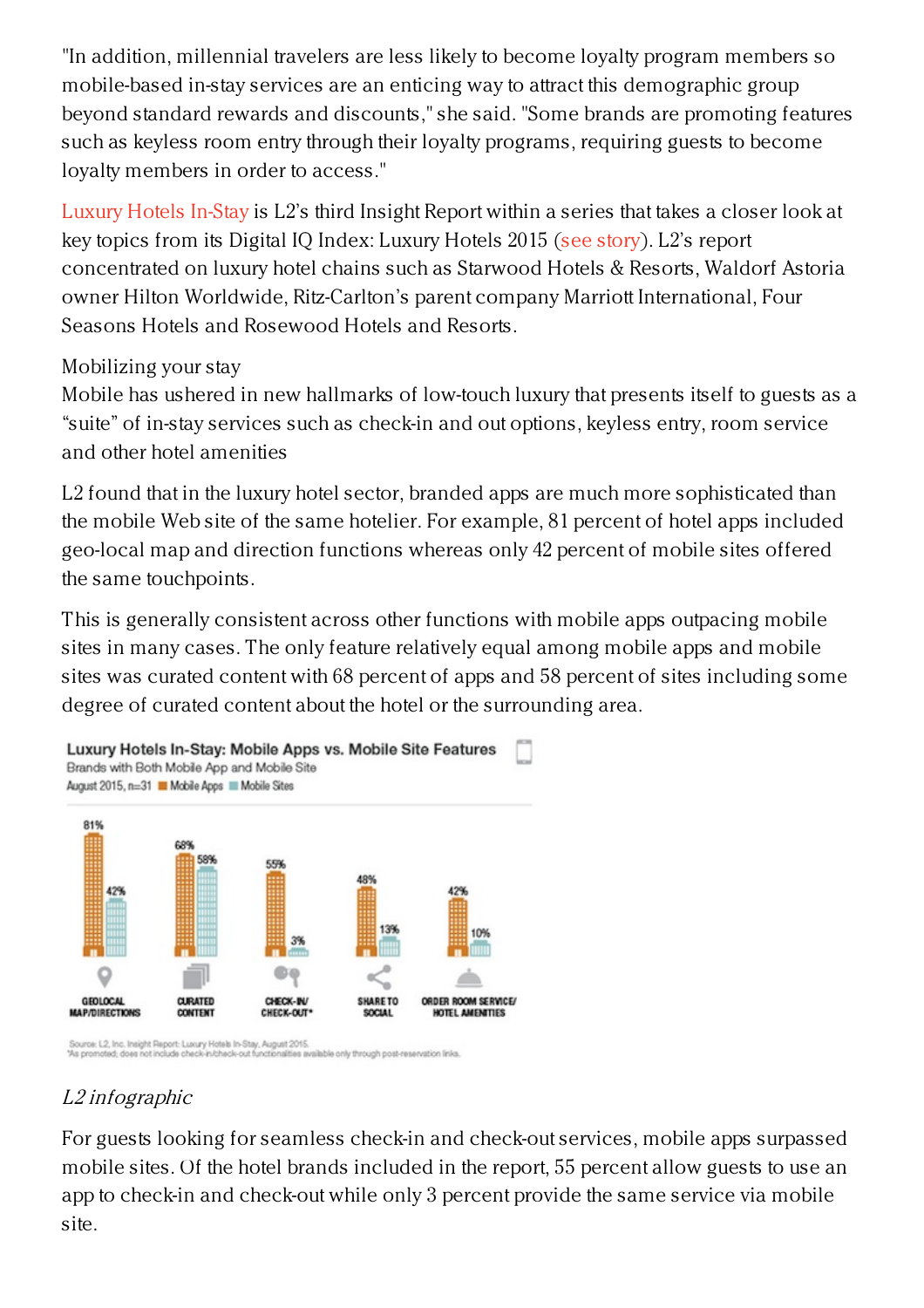"In addition, millennial travelers are less likely to become loyalty program members so mobile-based in-stay services are an enticing way to attract this demographic group beyond standard rewards and discounts," she said. "Some brands are promoting features such as keyless room entry through their loyalty programs, requiring guests to become loyalty members in order to access."

Luxury Hotels In-Stay is L2's third Insight Report within a series that takes a closer look at key topics from its Digital IQ Index: Luxury Hotels 2015 (see story). L2's report concentrated on luxury hotel chains such as Starwood Hotels & Resorts, Waldorf Astoria owner Hilton Worldwide, Ritz-Carlton's parent company Marriott International, Four Seasons Hotels and Rosewood Hotels and Resorts.

## Mobilizing your stay

Mobile has ushered in new hallmarks of low-touch luxury that presents itself to guests as a "suite" of in-stay services such as check-in and out options, keyless entry, room service and other hotel amenities

L2 found that in the luxury hotel sector, branded apps are much more sophisticated than the mobile Web site of the same hotelier. For example, 81 percent of hotel apps included geo-local map and direction functions whereas only 42 percent of mobile sites offered the same touchpoints.

This is generally consistent across other functions with mobile apps outpacing mobile sites in many cases. The only feature relatively equal among mobile apps and mobile sites was curated content with 68 percent of apps and 58 percent of sites including some degree of curated content about the hotel or the surrounding area.

**Luxury Hotels In-Stay: Mobile Apps vs. Mobile Site Features**
Brands with Both Mobile App and Mobile Site
August 2015, n=31

| Feature | Mobile Apps | Mobile Sites |
| --- | --- | --- |
| Geolocal Map/Directions | 81% | 42% |
| Curated Content | 68% | 58% |
| Check-In/Check-Out* | 55% | 3% |
| Share to Social | 48% | 13% |
| Order Room Service/Hotel Amenities | 42% | 10% |

Source: L2, Inc. Insight Report: Luxury Hotels In-Stay, August 2015.
*As promoted; does not include check-in/check-out functionalities available only through post-reservation links.

*L2 infographic*

For guests looking for seamless check-in and check-out services, mobile apps surpassed mobile sites. Of the hotel brands included in the report, 55 percent allow guests to use an app to check-in and check-out while only 3 percent provide the same service via mobile site.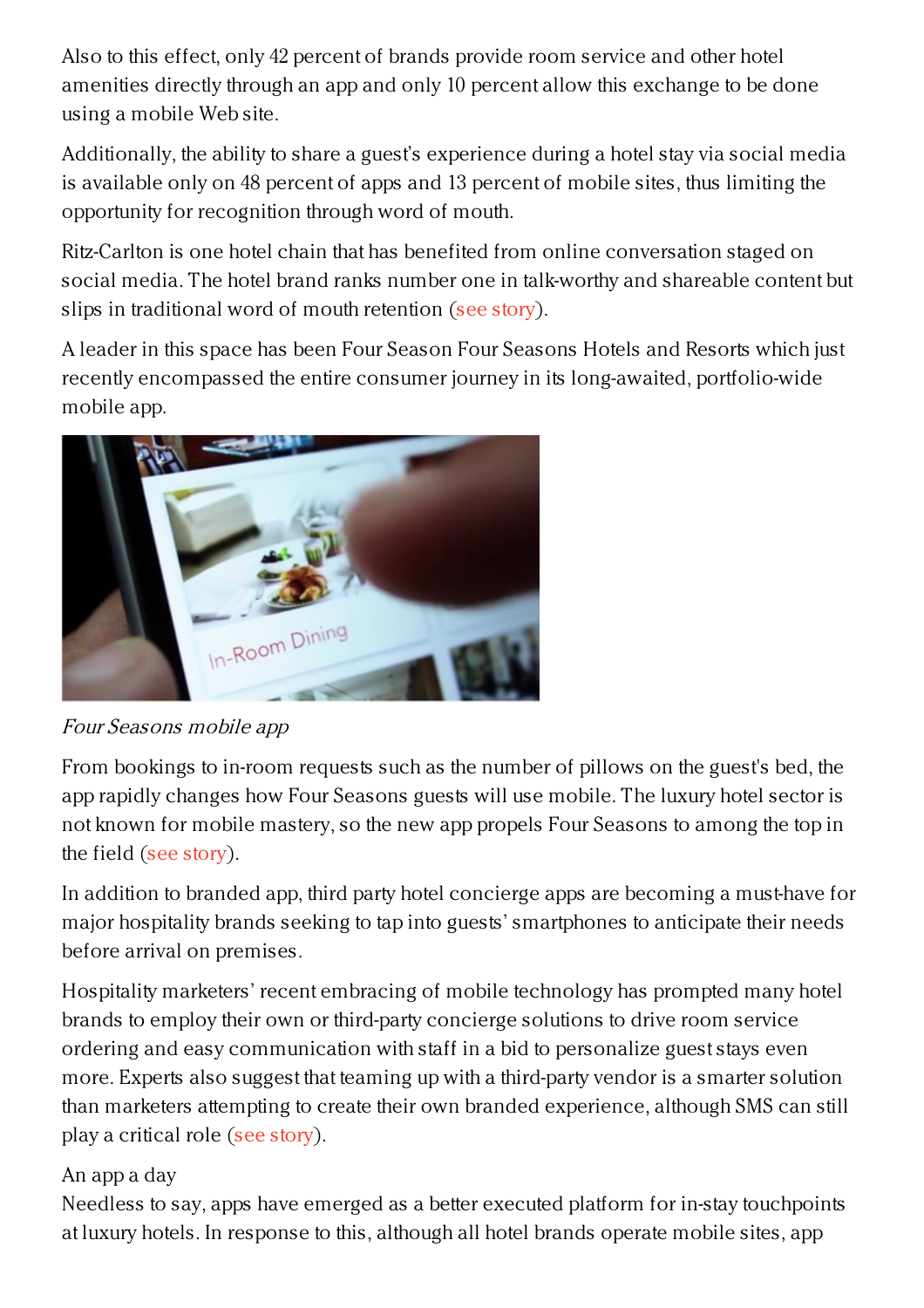Also to this effect, only 42 percent of brands provide room service and other hotel amenities directly through an app and only 10 percent allow this exchange to be done using a mobile Web site.

Additionally, the ability to share a guest's experience during a hotel stay via social media is available only on 48 percent of apps and 13 percent of mobile sites, thus limiting the opportunity for recognition through word of mouth.

Ritz-Carlton is one hotel chain that has benefited from online conversation staged on social media. The hotel brand ranks number one in talk-worthy and shareable content but slips in traditional word of mouth retention (see story).

A leader in this space has been Four Season Four Seasons Hotels and Resorts which just recently encompassed the entire consumer journey in its long-awaited, portfolio-wide mobile app.

*Four Seasons mobile app*

From bookings to in-room requests such as the number of pillows on the guest's bed, the app rapidly changes how Four Seasons guests will use mobile. The luxury hotel sector is not known for mobile mastery, so the new app propels Four Seasons to among the top in the field (see story).

In addition to branded app, third party hotel concierge apps are becoming a must-have for major hospitality brands seeking to tap into guests' smartphones to anticipate their needs before arrival on premises.

Hospitality marketers' recent embracing of mobile technology has prompted many hotel brands to employ their own or third-party concierge solutions to drive room service ordering and easy communication with staff in a bid to personalize guest stays even more. Experts also suggest that teaming up with a third-party vendor is a smarter solution than marketers attempting to create their own branded experience, although SMS can still play a critical role (see story).

An app a day

Needless to say, apps have emerged as a better executed platform for in-stay touchpoints at luxury hotels. In response to this, although all hotel brands operate mobile sites, app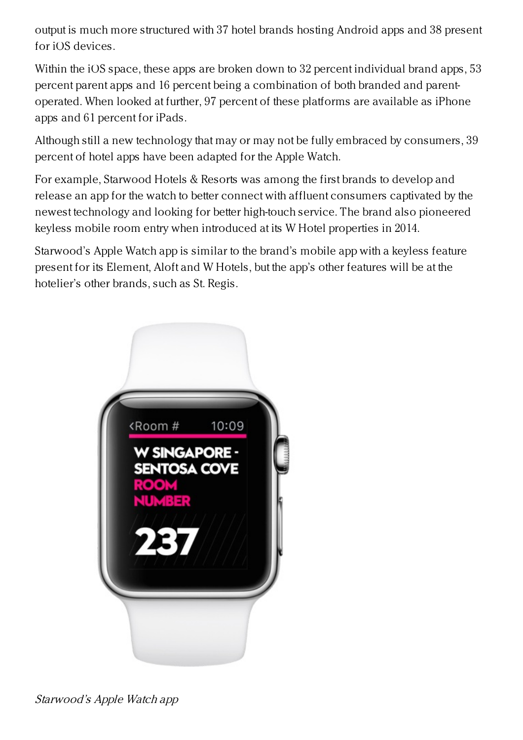output is much more structured with 37 hotel brands hosting Android apps and 38 present for iOS devices.

Within the iOS space, these apps are broken down to 32 percent individual brand apps, 53 percent parent apps and 16 percent being a combination of both branded and parent-operated. When looked at further, 97 percent of these platforms are available as iPhone apps and 61 percent for iPads.

Although still a new technology that may or may not be fully embraced by consumers, 39 percent of hotel apps have been adapted for the Apple Watch.

For example, Starwood Hotels & Resorts was among the first brands to develop and release an app for the watch to better connect with affluent consumers captivated by the newest technology and looking for better high-touch service. The brand also pioneered keyless mobile room entry when introduced at its W Hotel properties in 2014.

Starwood's Apple Watch app is similar to the brand's mobile app with a keyless feature present for its Element, Aloft and W Hotels, but the app's other features will be at the hotelier's other brands, such as St. Regis.

*Starwood's Apple Watch app*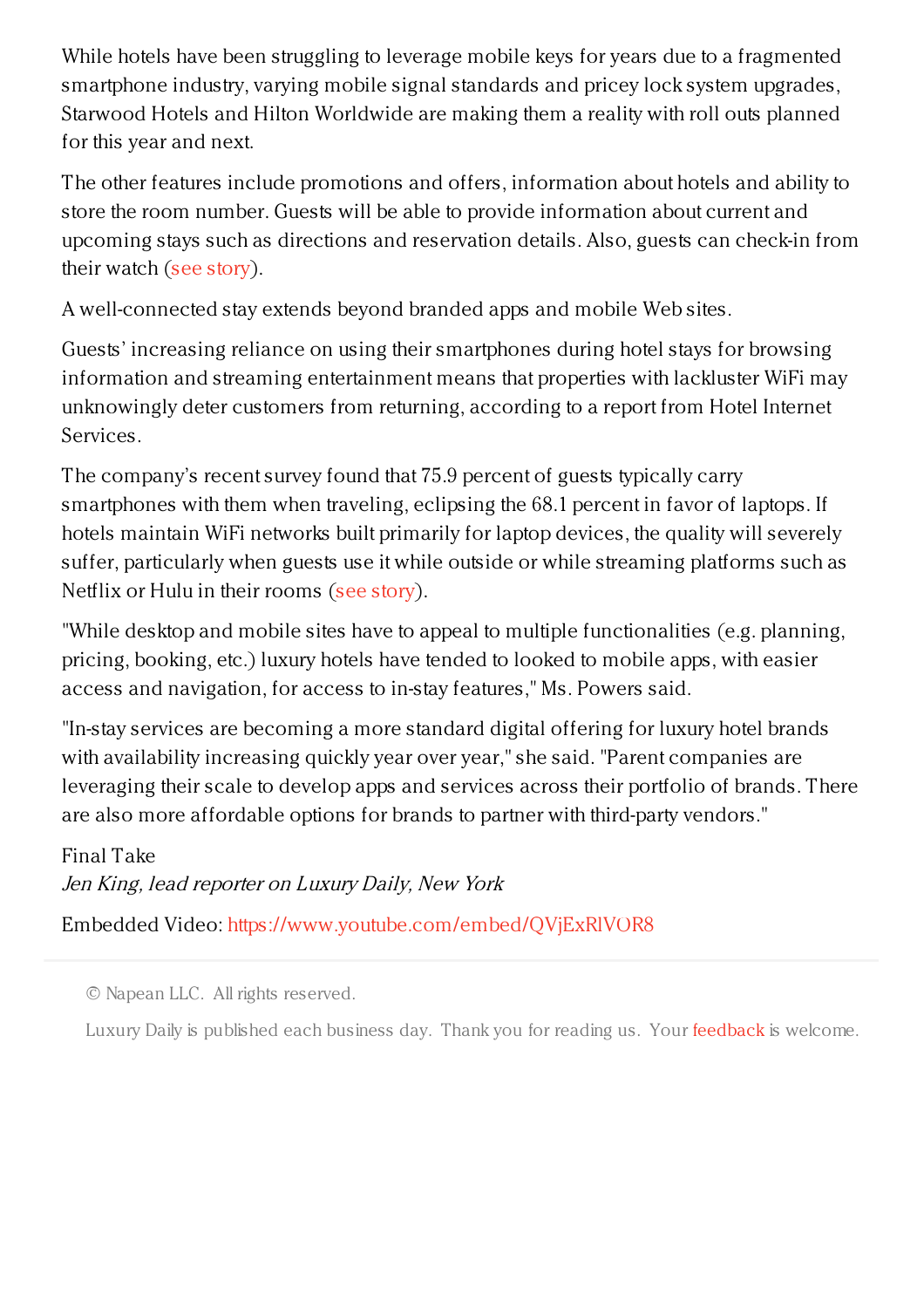While hotels have been struggling to leverage mobile keys for years due to a fragmented smartphone industry, varying mobile signal standards and pricey lock system upgrades, Starwood Hotels and Hilton Worldwide are making them a reality with roll outs planned for this year and next.

The other features include promotions and offers, information about hotels and ability to store the room number. Guests will be able to provide information about current and upcoming stays such as directions and reservation details. Also, guests can check-in from their watch (see story).

A well-connected stay extends beyond branded apps and mobile Web sites.

Guests' increasing reliance on using their smartphones during hotel stays for browsing information and streaming entertainment means that properties with lackluster WiFi may unknowingly deter customers from returning, according to a report from Hotel Internet Services.

The company's recent survey found that 75.9 percent of guests typically carry smartphones with them when traveling, eclipsing the 68.1 percent in favor of laptops. If hotels maintain WiFi networks built primarily for laptop devices, the quality will severely suffer, particularly when guests use it while outside or while streaming platforms such as Netflix or Hulu in their rooms (see story).

"While desktop and mobile sites have to appeal to multiple functionalities (e.g. planning, pricing, booking, etc.) luxury hotels have tended to looked to mobile apps, with easier access and navigation, for access to in-stay features," Ms. Powers said.

"In-stay services are becoming a more standard digital offering for luxury hotel brands with availability increasing quickly year over year," she said. "Parent companies are leveraging their scale to develop apps and services across their portfolio of brands. There are also more affordable options for brands to partner with third-party vendors."

Final Take
*Jen King, lead reporter on Luxury Daily, New York*

Embedded Video: https://www.youtube.com/embed/QVjExRlVOR8

© Napean LLC. All rights reserved.

Luxury Daily is published each business day. Thank you for reading us. Your feedback is welcome.